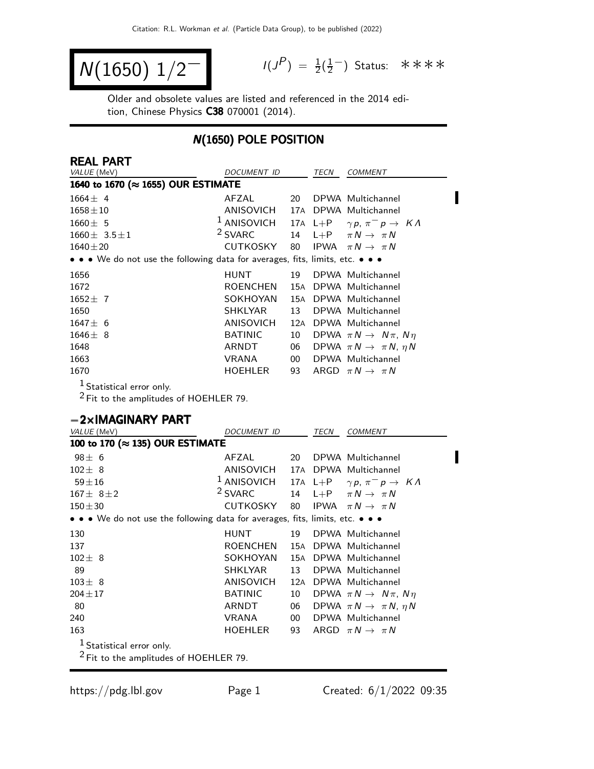# $N(1650)\ 1/2^-$

$I(J^P) = \frac{1}{2}(\frac{1}{2}^-)$ Status: ∗∗∗∗

Older and obsolete values are listed and referenced in the 2014 edition, Chinese Physics **C38** 070001 (2014).

## N(1650) POLE POSITION

### REAL PART

| VALUE (MeV) | DOCUMENT ID | | TECN | COMMENT |
|---|---|---|---|---|
| **1640 to 1670 (≈ 1655) OUR ESTIMATE** | | | | |
| $1664 \pm 4$ | AFZAL | 20 | DPWA | Multichannel |
| $1658 \pm 10$ | ANISOVICH | 17A | DPWA | Multichannel |
| $1660 \pm 5$ | [1] ANISOVICH | 17A | L+P | $\gamma p$, $\pi^- p \to K\Lambda$ |
| $1660 \pm 3.5 \pm 1$ | [2] SVARC | 14 | L+P | $\pi N \to \pi N$ |
| $1640 \pm 20$ | CUTKOSKY | 80 | IPWA | $\pi N \to \pi N$ |
| • • • We do not use the following data for averages, fits, limits, etc. • • • | | | | |
| 1656 | HUNT | 19 | DPWA | Multichannel |
| 1672 | ROENCHEN | 15A | DPWA | Multichannel |
| $1652 \pm 7$ | SOKHOYAN | 15A | DPWA | Multichannel |
| 1650 | SHKLYAR | 13 | DPWA | Multichannel |
| $1647 \pm 6$ | ANISOVICH | 12A | DPWA | Multichannel |
| $1646 \pm 8$ | BATINIC | 10 | DPWA | $\pi N \to N\pi$, $N\eta$ |
| 1648 | ARNDT | 06 | DPWA | $\pi N \to \pi N$, $\eta N$ |
| 1663 | VRANA | 00 | DPWA | Multichannel |
| 1670 | HOEHLER | 93 | ARGD | $\pi N \to \pi N$ |

[1] Statistical error only.

[2] Fit to the amplitudes of HOEHLER 79.

### −2×IMAGINARY PART

| VALUE (MeV) | DOCUMENT ID | | TECN | COMMENT |
|---|---|---|---|---|
| **100 to 170 (≈ 135) OUR ESTIMATE** | | | | |
| $98 \pm 6$ | AFZAL | 20 | DPWA | Multichannel |
| $102 \pm 8$ | ANISOVICH | 17A | DPWA | Multichannel |
| $59 \pm 16$ | [1] ANISOVICH | 17A | L+P | $\gamma p$, $\pi^- p \to K\Lambda$ |
| $167 \pm 8 \pm 2$ | [2] SVARC | 14 | L+P | $\pi N \to \pi N$ |
| $150 \pm 30$ | CUTKOSKY | 80 | IPWA | $\pi N \to \pi N$ |
| • • • We do not use the following data for averages, fits, limits, etc. • • • | | | | |
| 130 | HUNT | 19 | DPWA | Multichannel |
| 137 | ROENCHEN | 15A | DPWA | Multichannel |
| $102 \pm 8$ | SOKHOYAN | 15A | DPWA | Multichannel |
| 89 | SHKLYAR | 13 | DPWA | Multichannel |
| $103 \pm 8$ | ANISOVICH | 12A | DPWA | Multichannel |
| $204 \pm 17$ | BATINIC | 10 | DPWA | $\pi N \to N\pi$, $N\eta$ |
| 80 | ARNDT | 06 | DPWA | $\pi N \to \pi N$, $\eta N$ |
| 240 | VRANA | 00 | DPWA | Multichannel |
| 163 | HOEHLER | 93 | ARGD | $\pi N \to \pi N$ |

[1] Statistical error only.

[2] Fit to the amplitudes of HOEHLER 79.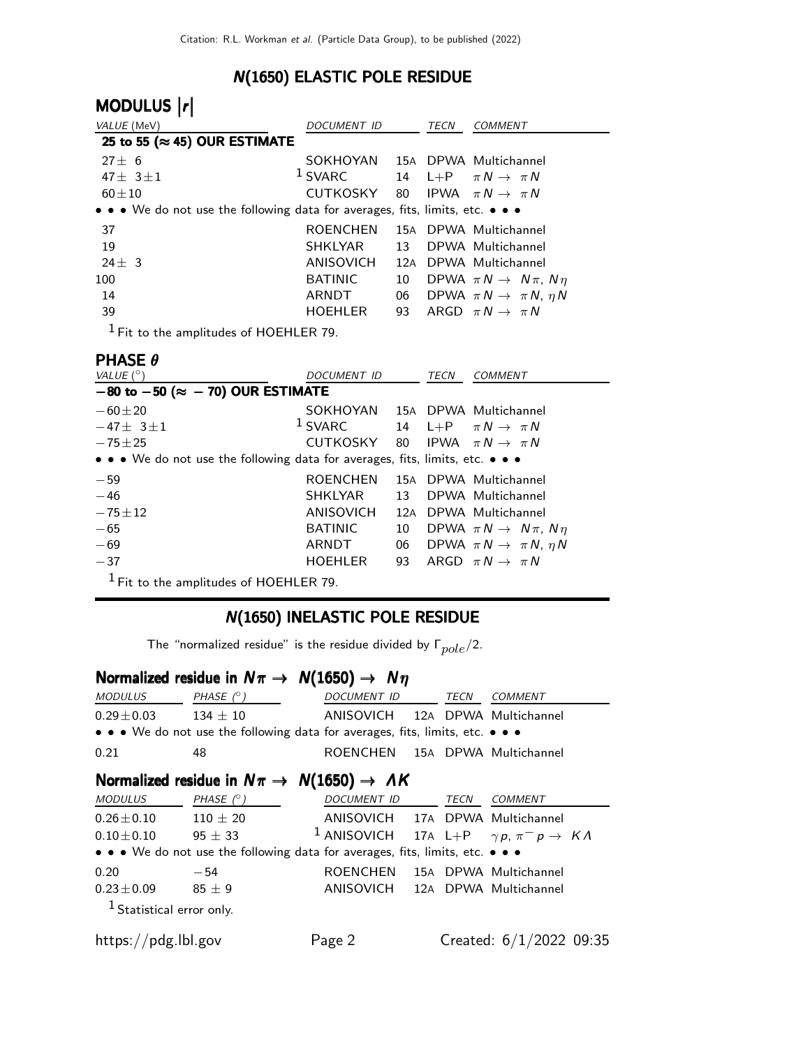# N(1650) ELASTIC POLE RESIDUE

## MODULUS |r|

| VALUE (MeV) | DOCUMENT ID | | TECN | COMMENT |
|---|---|---|---|---|
| **25 to 55 (≈ 45) OUR ESTIMATE** | | | | |
| 27 ± 6 | SOKHOYAN | 15A | DPWA | Multichannel |
| 47 ± 3 ± 1 | [1] SVARC | 14 | L+P | $\pi N \rightarrow \pi N$ |
| 60 ± 10 | CUTKOSKY | 80 | IPWA | $\pi N \rightarrow \pi N$ |
| • • • We do not use the following data for averages, fits, limits, etc. • • • | | | | |
| 37 | ROENCHEN | 15A | DPWA | Multichannel |
| 19 | SHKLYAR | 13 | DPWA | Multichannel |
| 24 ± 3 | ANISOVICH | 12A | DPWA | Multichannel |
| 100 | BATINIC | 10 | DPWA | $\pi N \rightarrow N\pi$, $N\eta$ |
| 14 | ARNDT | 06 | DPWA | $\pi N \rightarrow \pi N$, $\eta N$ |
| 39 | HOEHLER | 93 | ARGD | $\pi N \rightarrow \pi N$ |

[1] Fit to the amplitudes of HOEHLER 79.

## PHASE θ

| VALUE (°) | DOCUMENT ID | | TECN | COMMENT |
|---|---|---|---|---|
| **−80 to −50 (≈ −70) OUR ESTIMATE** | | | | |
| −60 ± 20 | SOKHOYAN | 15A | DPWA | Multichannel |
| −47 ± 3 ± 1 | [1] SVARC | 14 | L+P | $\pi N \rightarrow \pi N$ |
| −75 ± 25 | CUTKOSKY | 80 | IPWA | $\pi N \rightarrow \pi N$ |
| • • • We do not use the following data for averages, fits, limits, etc. • • • | | | | |
| −59 | ROENCHEN | 15A | DPWA | Multichannel |
| −46 | SHKLYAR | 13 | DPWA | Multichannel |
| −75 ± 12 | ANISOVICH | 12A | DPWA | Multichannel |
| −65 | BATINIC | 10 | DPWA | $\pi N \rightarrow N\pi$, $N\eta$ |
| −69 | ARNDT | 06 | DPWA | $\pi N \rightarrow \pi N$, $\eta N$ |
| −37 | HOEHLER | 93 | ARGD | $\pi N \rightarrow \pi N$ |

[1] Fit to the amplitudes of HOEHLER 79.

# N(1650) INELASTIC POLE RESIDUE

The "normalized residue" is the residue divided by $\Gamma_{pole}/2$.

## Normalized residue in $N\pi \rightarrow N(1650) \rightarrow N\eta$

| MODULUS | PHASE (°) | DOCUMENT ID | | TECN | COMMENT |
|---|---|---|---|---|---|
| 0.29 ± 0.03 | 134 ± 10 | ANISOVICH | 12A | DPWA | Multichannel |
| • • • We do not use the following data for averages, fits, limits, etc. • • • | | | | | |
| 0.21 | 48 | ROENCHEN | 15A | DPWA | Multichannel |

## Normalized residue in $N\pi \rightarrow N(1650) \rightarrow \Lambda K$

| MODULUS | PHASE (°) | DOCUMENT ID | | TECN | COMMENT |
|---|---|---|---|---|---|
| 0.26 ± 0.10 | 110 ± 20 | ANISOVICH | 17A | DPWA | Multichannel |
| 0.10 ± 0.10 | 95 ± 33 | [1] ANISOVICH | 17A | L+P | $\gamma p$, $\pi^- p \rightarrow K\Lambda$ |
| • • • We do not use the following data for averages, fits, limits, etc. • • • | | | | | |
| 0.20 | −54 | ROENCHEN | 15A | DPWA | Multichannel |
| 0.23 ± 0.09 | 85 ± 9 | ANISOVICH | 12A | DPWA | Multichannel |

[1] Statistical error only.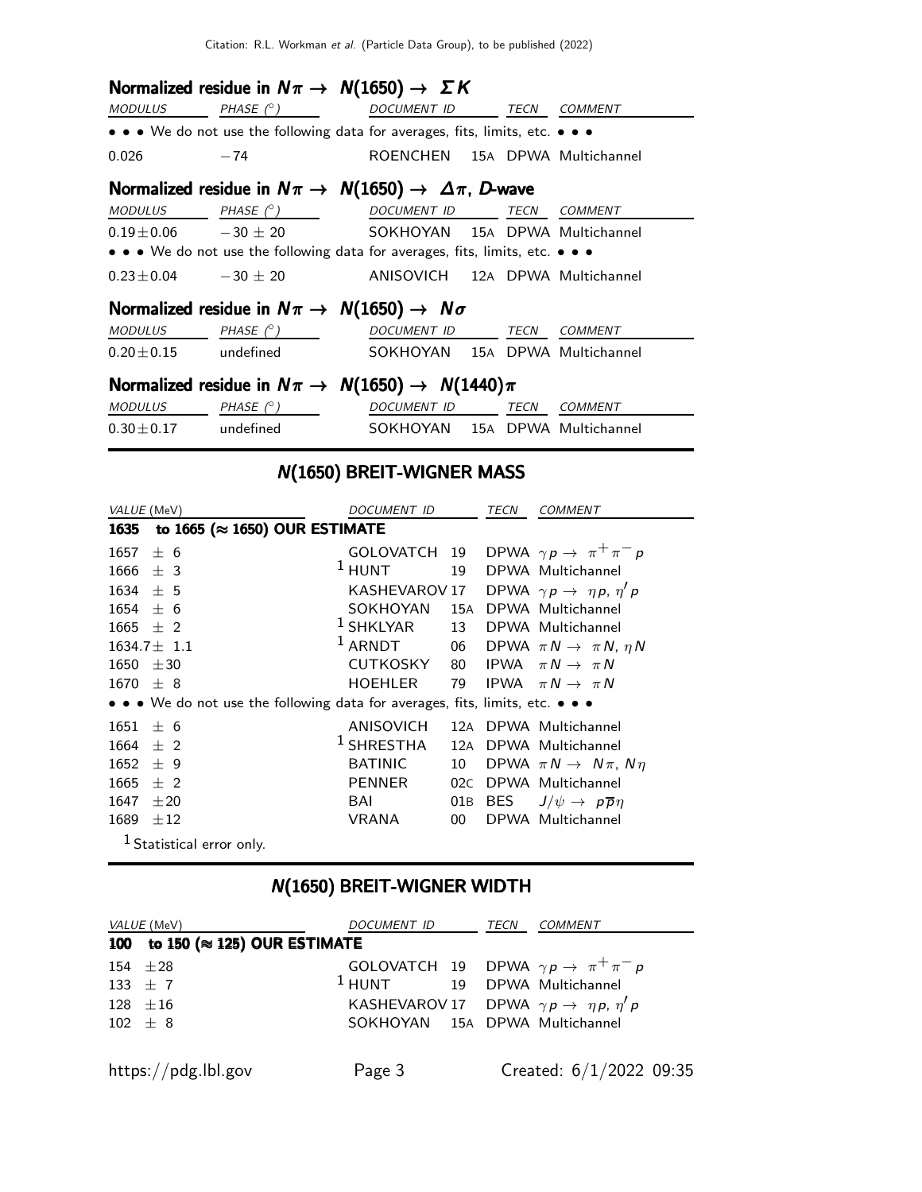### Normalized residue in $N\pi \rightarrow N(1650) \rightarrow \Sigma K$

| MODULUS | PHASE (°) | DOCUMENT ID | TECN | COMMENT |
|---|---|---|---|---|
| • • • We do not use the following data for averages, fits, limits, etc. • • • | | | | |
| 0.026 | −74 | ROENCHEN | 15A | DPWA Multichannel |

### Normalized residue in $N\pi \rightarrow N(1650) \rightarrow \Delta\pi$, $D$-wave

| MODULUS | PHASE (°) | DOCUMENT ID | TECN | COMMENT |
|---|---|---|---|---|
| $0.19 \pm 0.06$ | $-30 \pm 20$ | SOKHOYAN | 15A | DPWA Multichannel |
| • • • We do not use the following data for averages, fits, limits, etc. • • • | | | | |
| $0.23 \pm 0.04$ | $-30 \pm 20$ | ANISOVICH | 12A | DPWA Multichannel |

### Normalized residue in $N\pi \rightarrow N(1650) \rightarrow N\sigma$

| MODULUS | PHASE (°) | DOCUMENT ID | TECN | COMMENT |
|---|---|---|---|---|
| $0.20 \pm 0.15$ | undefined | SOKHOYAN | 15A | DPWA Multichannel |

### Normalized residue in $N\pi \rightarrow N(1650) \rightarrow N(1440)\pi$

| MODULUS | PHASE (°) | DOCUMENT ID | TECN | COMMENT |
|---|---|---|---|---|
| $0.30 \pm 0.17$ | undefined | SOKHOYAN | 15A | DPWA Multichannel |

## N(1650) BREIT-WIGNER MASS

| VALUE (MeV) | DOCUMENT ID | | TECN | COMMENT |
|---|---|---|---|---|
| **1635 to 1665 (≈ 1650) OUR ESTIMATE** | | | | |
| $1657 \pm 6$ | GOLOVATCH | 19 | DPWA | $\gamma p \rightarrow \pi^+ \pi^- p$ |
| $1666 \pm 3$ | [1] HUNT | 19 | DPWA | Multichannel |
| $1634 \pm 5$ | KASHEVAROV | 17 | DPWA | $\gamma p \rightarrow \eta p$, $\eta' p$ |
| $1654 \pm 6$ | SOKHOYAN | 15A | DPWA | Multichannel |
| $1665 \pm 2$ | [1] SHKLYAR | 13 | DPWA | Multichannel |
| $1634.7 \pm 1.1$ | [1] ARNDT | 06 | DPWA | $\pi N \rightarrow \pi N$, $\eta N$ |
| $1650 \pm 30$ | CUTKOSKY | 80 | IPWA | $\pi N \rightarrow \pi N$ |
| $1670 \pm 8$ | HOEHLER | 79 | IPWA | $\pi N \rightarrow \pi N$ |
| • • • We do not use the following data for averages, fits, limits, etc. • • • | | | | |
| $1651 \pm 6$ | ANISOVICH | 12A | DPWA | Multichannel |
| $1664 \pm 2$ | [1] SHRESTHA | 12A | DPWA | Multichannel |
| $1652 \pm 9$ | BATINIC | 10 | DPWA | $\pi N \rightarrow N\pi$, $N\eta$ |
| $1665 \pm 2$ | PENNER | 02C | DPWA | Multichannel |
| $1647 \pm 20$ | BAI | 01B | BES | $J/\psi \rightarrow p\overline{p}\eta$ |
| $1689 \pm 12$ | VRANA | 00 | DPWA | Multichannel |

[1] Statistical error only.

## N(1650) BREIT-WIGNER WIDTH

| VALUE (MeV) | DOCUMENT ID | | TECN | COMMENT |
|---|---|---|---|---|
| **100 to 150 (≈ 125) OUR ESTIMATE** | | | | |
| $154 \pm 28$ | GOLOVATCH | 19 | DPWA | $\gamma p \rightarrow \pi^+ \pi^- p$ |
| $133 \pm 7$ | [1] HUNT | 19 | DPWA | Multichannel |
| $128 \pm 16$ | KASHEVAROV | 17 | DPWA | $\gamma p \rightarrow \eta p$, $\eta' p$ |
| $102 \pm 8$ | SOKHOYAN | 15A | DPWA | Multichannel |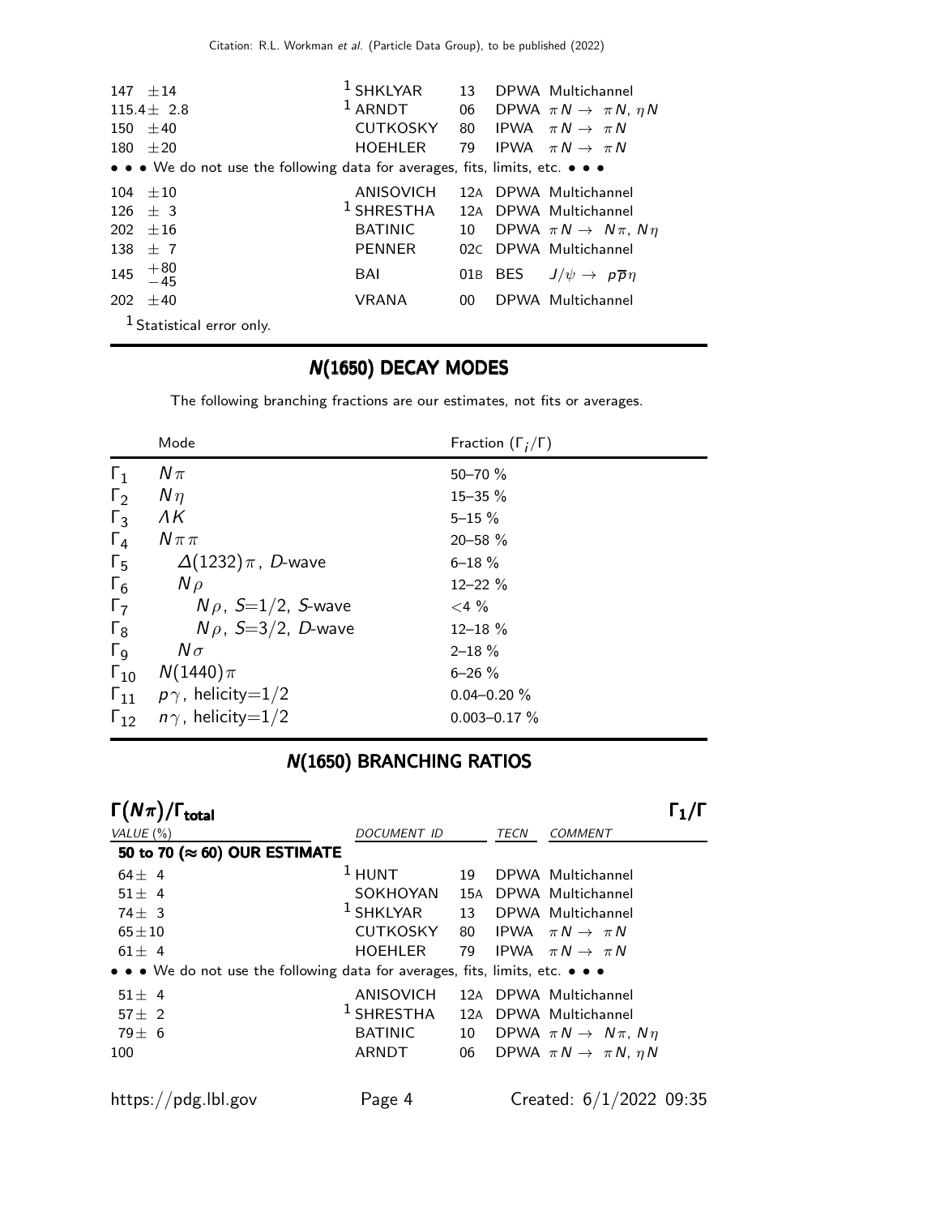| VALUE | DOCUMENT ID | | TECN | COMMENT |
|---|---|---|---|---|
| 147 ±14 | SHKLYAR[1] | 13 | DPWA | Multichannel |
| 115.4± 2.8 | ARNDT[1] | 06 | DPWA | $\pi N \rightarrow \pi N$, $\eta N$ |
| 150 ±40 | CUTKOSKY | 80 | IPWA | $\pi N \rightarrow \pi N$ |
| 180 ±20 | HOEHLER | 79 | IPWA | $\pi N \rightarrow \pi N$ |
| • • • We do not use the following data for averages, fits, limits, etc. • • • | | | | |
| 104 ±10 | ANISOVICH | 12A | DPWA | Multichannel |
| 126 ± 3 | SHRESTHA[1] | 12A | DPWA | Multichannel |
| 202 ±16 | BATINIC | 10 | DPWA | $\pi N \rightarrow N\pi$, $N\eta$ |
| 138 ± 7 | PENNER | 02C | DPWA | Multichannel |
| 145 $^{+80}_{-45}$ | BAI | 01B | BES | $J/\psi \rightarrow p\overline{p}\eta$ |
| 202 ±40 | VRANA | 00 | DPWA | Multichannel |

[1] Statistical error only.

## N(1650) DECAY MODES

The following branching fractions are our estimates, not fits or averages.

| | Mode | Fraction ($\Gamma_i/\Gamma$) |
|---|---|---|
| $\Gamma_1$ | $N\pi$ | 50–70 % |
| $\Gamma_2$ | $N\eta$ | 15–35 % |
| $\Gamma_3$ | $\Lambda K$ | 5–15 % |
| $\Gamma_4$ | $N\pi\pi$ | 20–58 % |
| $\Gamma_5$ | $\Delta(1232)\pi$, D-wave | 6–18 % |
| $\Gamma_6$ | $N\rho$ | 12–22 % |
| $\Gamma_7$ | $N\rho$, $S$=1/2, S-wave | <4 % |
| $\Gamma_8$ | $N\rho$, $S$=3/2, D-wave | 12–18 % |
| $\Gamma_9$ | $N\sigma$ | 2–18 % |
| $\Gamma_{10}$ | $N(1440)\pi$ | 6–26 % |
| $\Gamma_{11}$ | $p\gamma$, helicity=1/2 | 0.04–0.20 % |
| $\Gamma_{12}$ | $n\gamma$, helicity=1/2 | 0.003–0.17 % |

## N(1650) BRANCHING RATIOS

### $\Gamma(N\pi)/\Gamma_{total}$ $\quad\quad$ $\Gamma_1/\Gamma$

| VALUE (%) | DOCUMENT ID | | TECN | COMMENT |
|---|---|---|---|---|
| **50 to 70 (≈ 60) OUR ESTIMATE** | | | | |
| 64± 4 | HUNT[1] | 19 | DPWA | Multichannel |
| 51± 4 | SOKHOYAN | 15A | DPWA | Multichannel |
| 74± 3 | SHKLYAR[1] | 13 | DPWA | Multichannel |
| 65±10 | CUTKOSKY | 80 | IPWA | $\pi N \rightarrow \pi N$ |
| 61± 4 | HOEHLER | 79 | IPWA | $\pi N \rightarrow \pi N$ |
| • • • We do not use the following data for averages, fits, limits, etc. • • • | | | | |
| 51± 4 | ANISOVICH | 12A | DPWA | Multichannel |
| 57± 2 | SHRESTHA[1] | 12A | DPWA | Multichannel |
| 79± 6 | BATINIC | 10 | DPWA | $\pi N \rightarrow N\pi$, $N\eta$ |
| 100 | ARNDT | 06 | DPWA | $\pi N \rightarrow \pi N$, $\eta N$ |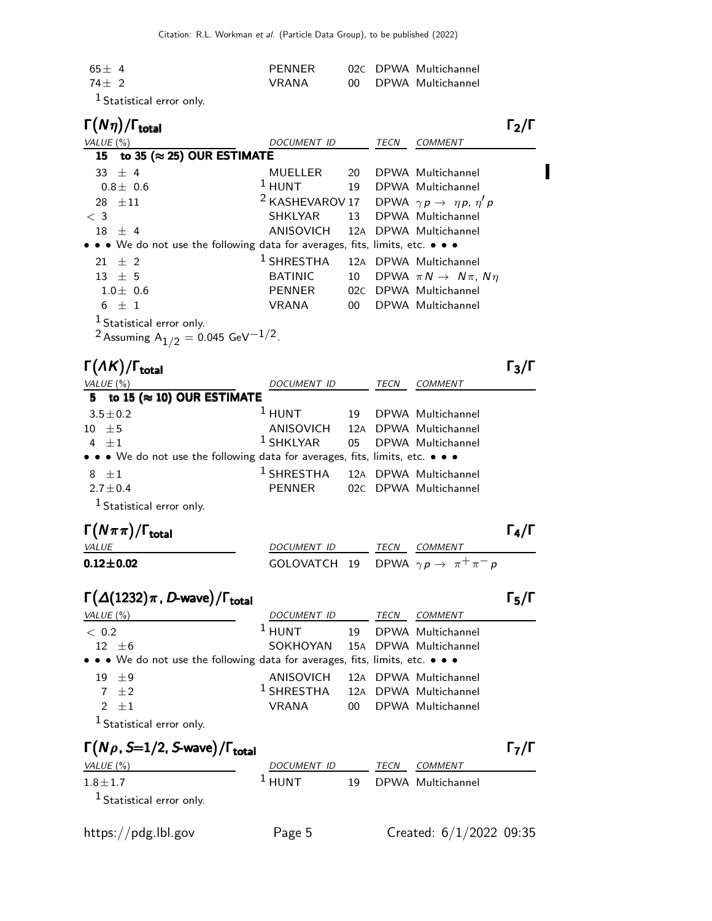| | | | | |
|---|---|---|---|---|
| $65 \pm 4$ | PENNER | 02C | DPWA | Multichannel |
| $74 \pm 2$ | VRANA | 00 | DPWA | Multichannel |

[1] Statistical error only.

### $\Gamma(N\eta)/\Gamma_{\text{total}}$ $\Gamma_2/\Gamma$

| VALUE (%) | DOCUMENT ID | | TECN | COMMENT |
|---|---|---|---|---|
| **15 to 35 (≈ 25) OUR ESTIMATE** | | | | |
| $33 \pm 4$ | MUELLER | 20 | DPWA | Multichannel |
| $0.8 \pm 0.6$ | [1] HUNT | 19 | DPWA | Multichannel |
| $28 \pm 11$ | [2] KASHEVAROV | 17 | DPWA | $\gamma p \to \eta p$, $\eta' p$ |
| $< 3$ | SHKLYAR | 13 | DPWA | Multichannel |
| $18 \pm 4$ | ANISOVICH | 12A | DPWA | Multichannel |
| • • • We do not use the following data for averages, fits, limits, etc. • • • | | | | |
| $21 \pm 2$ | [1] SHRESTHA | 12A | DPWA | Multichannel |
| $13 \pm 5$ | BATINIC | 10 | DPWA | $\pi N \to N\pi$, $N\eta$ |
| $1.0 \pm 0.6$ | PENNER | 02C | DPWA | Multichannel |
| $6 \pm 1$ | VRANA | 00 | DPWA | Multichannel |

[1] Statistical error only.
[2] Assuming $A_{1/2} = 0.045$ GeV$^{-1/2}$.

### $\Gamma(\Lambda K)/\Gamma_{\text{total}}$ $\Gamma_3/\Gamma$

| VALUE (%) | DOCUMENT ID | | TECN | COMMENT |
|---|---|---|---|---|
| **5 to 15 (≈ 10) OUR ESTIMATE** | | | | |
| $3.5 \pm 0.2$ | [1] HUNT | 19 | DPWA | Multichannel |
| $10 \pm 5$ | ANISOVICH | 12A | DPWA | Multichannel |
| $4 \pm 1$ | [1] SHKLYAR | 05 | DPWA | Multichannel |
| • • • We do not use the following data for averages, fits, limits, etc. • • • | | | | |
| $8 \pm 1$ | [1] SHRESTHA | 12A | DPWA | Multichannel |
| $2.7 \pm 0.4$ | PENNER | 02C | DPWA | Multichannel |

[1] Statistical error only.

### $\Gamma(N\pi\pi)/\Gamma_{\text{total}}$ $\Gamma_4/\Gamma$

| VALUE | DOCUMENT ID | | TECN | COMMENT |
|---|---|---|---|---|
| **$0.12 \pm 0.02$** | GOLOVATCH | 19 | DPWA | $\gamma p \to \pi^+\pi^- p$ |

### $\Gamma(\Delta(1232)\pi$, *D*-wave$)/\Gamma_{\text{total}}$ $\Gamma_5/\Gamma$

| VALUE (%) | DOCUMENT ID | | TECN | COMMENT |
|---|---|---|---|---|
| $< 0.2$ | [1] HUNT | 19 | DPWA | Multichannel |
| $12 \pm 6$ | SOKHOYAN | 15A | DPWA | Multichannel |
| • • • We do not use the following data for averages, fits, limits, etc. • • • | | | | |
| $19 \pm 9$ | ANISOVICH | 12A | DPWA | Multichannel |
| $7 \pm 2$ | [1] SHRESTHA | 12A | DPWA | Multichannel |
| $2 \pm 1$ | VRANA | 00 | DPWA | Multichannel |

[1] Statistical error only.

### $\Gamma(N\rho$, $S$=1/2, *S*-wave$)/\Gamma_{\text{total}}$ $\Gamma_7/\Gamma$

| VALUE (%) | DOCUMENT ID | | TECN | COMMENT |
|---|---|---|---|---|
| $1.8 \pm 1.7$ | [1] HUNT | 19 | DPWA | Multichannel |

[1] Statistical error only.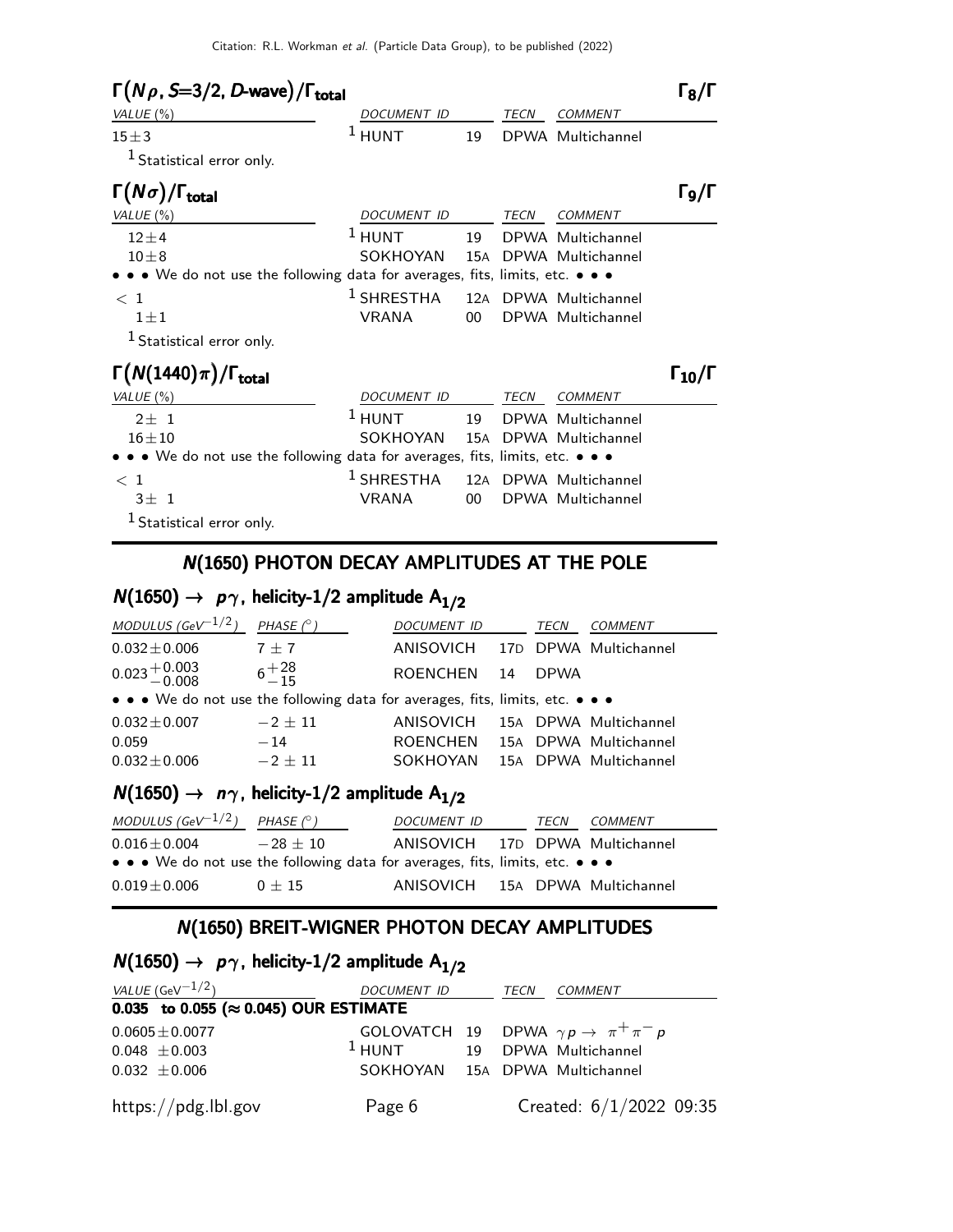### $\Gamma(N\rho, S{=}3/2, D\text{-wave})/\Gamma_{\text{total}}$ $\Gamma_8/\Gamma$

| VALUE (%) | DOCUMENT ID | | TECN | COMMENT |
|---|---|---|---|---|
| $15\pm3$ | [1] HUNT | 19 | DPWA | Multichannel |

[1] Statistical error only.

### $\Gamma(N\sigma)/\Gamma_{\text{total}}$ $\Gamma_9/\Gamma$

| VALUE (%) | DOCUMENT ID | | TECN | COMMENT |
|---|---|---|---|---|
| $12\pm4$ | [1] HUNT | 19 | DPWA | Multichannel |
| $10\pm8$ | SOKHOYAN | 15A | DPWA | Multichannel |
| • • • We do not use the following data for averages, fits, limits, etc. • • • | | | | |
| $<1$ | [1] SHRESTHA | 12A | DPWA | Multichannel |
| $1\pm1$ | VRANA | 00 | DPWA | Multichannel |

[1] Statistical error only.

### $\Gamma(N(1440)\pi)/\Gamma_{\text{total}}$ $\Gamma_{10}/\Gamma$

| VALUE (%) | DOCUMENT ID | | TECN | COMMENT |
|---|---|---|---|---|
| $2\pm1$ | [1] HUNT | 19 | DPWA | Multichannel |
| $16\pm10$ | SOKHOYAN | 15A | DPWA | Multichannel |
| • • • We do not use the following data for averages, fits, limits, etc. • • • | | | | |
| $<1$ | [1] SHRESTHA | 12A | DPWA | Multichannel |
| $3\pm1$ | VRANA | 00 | DPWA | Multichannel |

[1] Statistical error only.

## N(1650) PHOTON DECAY AMPLITUDES AT THE POLE

### $N(1650) \to p\gamma$, helicity-1/2 amplitude $A_{1/2}$

| MODULUS ($GeV^{-1/2}$) | PHASE (°) | DOCUMENT ID | | TECN | COMMENT |
|---|---|---|---|---|---|
| $0.032\pm0.006$ | $7\pm7$ | ANISOVICH | 17D | DPWA | Multichannel |
| $0.023^{+0.003}_{-0.008}$ | $6^{+28}_{-15}$ | ROENCHEN | 14 | DPWA | |
| • • • We do not use the following data for averages, fits, limits, etc. • • • | | | | | |
| $0.032\pm0.007$ | $-2\pm11$ | ANISOVICH | 15A | DPWA | Multichannel |
| $0.059$ | $-14$ | ROENCHEN | 15A | DPWA | Multichannel |
| $0.032\pm0.006$ | $-2\pm11$ | SOKHOYAN | 15A | DPWA | Multichannel |

### $N(1650) \to n\gamma$, helicity-1/2 amplitude $A_{1/2}$

| MODULUS ($GeV^{-1/2}$) | PHASE (°) | DOCUMENT ID | | TECN | COMMENT |
|---|---|---|---|---|---|
| $0.016\pm0.004$ | $-28\pm10$ | ANISOVICH | 17D | DPWA | Multichannel |
| • • • We do not use the following data for averages, fits, limits, etc. • • • | | | | | |
| $0.019\pm0.006$ | $0\pm15$ | ANISOVICH | 15A | DPWA | Multichannel |

## N(1650) BREIT-WIGNER PHOTON DECAY AMPLITUDES

### $N(1650) \to p\gamma$, helicity-1/2 amplitude $A_{1/2}$

| VALUE ($GeV^{-1/2}$) | DOCUMENT ID | | TECN | COMMENT |
|---|---|---|---|---|
| **0.035 to 0.055 (≈ 0.045) OUR ESTIMATE** | | | | |
| $0.0605\pm0.0077$ | GOLOVATCH | 19 | DPWA | $\gamma p \to \pi^+\pi^- p$ |
| $0.048\pm0.003$ | [1] HUNT | 19 | DPWA | Multichannel |
| $0.032\pm0.006$ | SOKHOYAN | 15A | DPWA | Multichannel |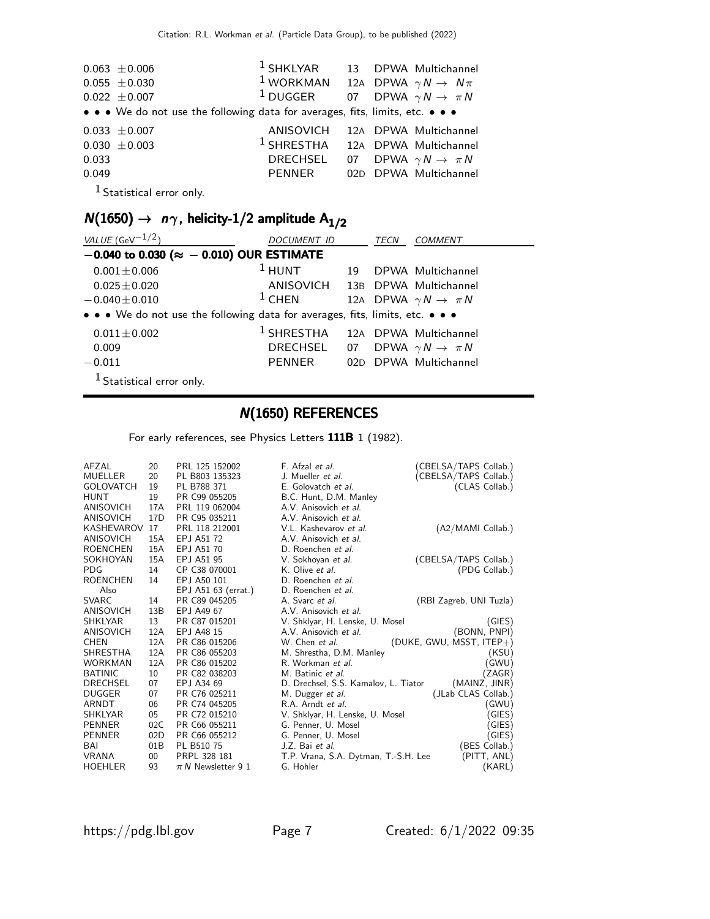| | | | | |
|---|---|---|---|---|
| 0.063 ±0.006 | [1] SHKLYAR | 13 | DPWA | Multichannel |
| 0.055 ±0.030 | [1] WORKMAN | 12A | DPWA | $\gamma N \rightarrow N\pi$ |
| 0.022 ±0.007 | [1] DUGGER | 07 | DPWA | $\gamma N \rightarrow \pi N$ |

• • • We do not use the following data for averages, fits, limits, etc. • • •

| | | | | |
|---|---|---|---|---|
| 0.033 ±0.007 | ANISOVICH | 12A | DPWA | Multichannel |
| 0.030 ±0.003 | [1] SHRESTHA | 12A | DPWA | Multichannel |
| 0.033 | DRECHSEL | 07 | DPWA | $\gamma N \rightarrow \pi N$ |
| 0.049 | PENNER | 02D | DPWA | Multichannel |

[1] Statistical error only.

## $N(1650) \rightarrow n\gamma$, helicity-1/2 amplitude $A_{1/2}$

| VALUE (GeV$^{-1/2}$) | DOCUMENT ID | | TECN | COMMENT |
|---|---|---|---|---|
| **−0.040 to 0.030 (≈ − 0.010) OUR ESTIMATE** | | | | |
| 0.001±0.006 | [1] HUNT | 19 | DPWA | Multichannel |
| 0.025±0.020 | ANISOVICH | 13B | DPWA | Multichannel |
| −0.040±0.010 | [1] CHEN | 12A | DPWA | $\gamma N \rightarrow \pi N$ |

• • • We do not use the following data for averages, fits, limits, etc. • • •

| | | | | |
|---|---|---|---|---|
| 0.011±0.002 | [1] SHRESTHA | 12A | DPWA | Multichannel |
| 0.009 | DRECHSEL | 07 | DPWA | $\gamma N \rightarrow \pi N$ |
| −0.011 | PENNER | 02D | DPWA | Multichannel |

[1] Statistical error only.

## N(1650) REFERENCES

For early references, see Physics Letters **111B** 1 (1982).

| | | | | |
|---|---|---|---|---|
| AFZAL | 20 | PRL 125 152002 | F. Afzal *et al.* | (CBELSA/TAPS Collab.) |
| MUELLER | 20 | PL B803 135323 | J. Mueller *et al.* | (CBELSA/TAPS Collab.) |
| GOLOVATCH | 19 | PL B788 371 | E. Golovatch *et al.* | (CLAS Collab.) |
| HUNT | 19 | PR C99 055205 | B.C. Hunt, D.M. Manley | |
| ANISOVICH | 17A | PRL 119 062004 | A.V. Anisovich *et al.* | |
| ANISOVICH | 17D | PR C95 035211 | A.V. Anisovich *et al.* | |
| KASHEVAROV | 17 | PRL 118 212001 | V.L. Kashevarov *et al.* | (A2/MAMI Collab.) |
| ANISOVICH | 15A | EPJ A51 72 | A.V. Anisovich *et al.* | |
| ROENCHEN | 15A | EPJ A51 70 | D. Roenchen *et al.* | |
| SOKHOYAN | 15A | EPJ A51 95 | V. Sokhoyan *et al.* | (CBELSA/TAPS Collab.) |
| PDG | 14 | CP C38 070001 | K. Olive *et al.* | (PDG Collab.) |
| ROENCHEN | 14 | EPJ A50 101 | D. Roenchen *et al.* | |
| Also | | EPJ A51 63 (errat.) | D. Roenchen *et al.* | |
| SVARC | 14 | PR C89 045205 | A. Svarc *et al.* | (RBI Zagreb, UNI Tuzla) |
| ANISOVICH | 13B | EPJ A49 67 | A.V. Anisovich *et al.* | |
| SHKLYAR | 13 | PR C87 015201 | V. Shklyar, H. Lenske, U. Mosel | (GIES) |
| ANISOVICH | 12A | EPJ A48 15 | A.V. Anisovich *et al.* | (BONN, PNPI) |
| CHEN | 12A | PR C86 015206 | W. Chen *et al.* | (DUKE, GWU, MSST, ITEP+) |
| SHRESTHA | 12A | PR C86 055203 | M. Shrestha, D.M. Manley | (KSU) |
| WORKMAN | 12A | PR C86 015202 | R. Workman *et al.* | (GWU) |
| BATINIC | 10 | PR C82 038203 | M. Batinic *et al.* | (ZAGR) |
| DRECHSEL | 07 | EPJ A34 69 | D. Drechsel, S.S. Kamalov, L. Tiator | (MAINZ, JINR) |
| DUGGER | 07 | PR C76 025211 | M. Dugger *et al.* | (JLab CLAS Collab.) |
| ARNDT | 06 | PR C74 045205 | R.A. Arndt *et al.* | (GWU) |
| SHKLYAR | 05 | PR C72 015210 | V. Shklyar, H. Lenske, U. Mosel | (GIES) |
| PENNER | 02C | PR C66 055211 | G. Penner, U. Mosel | (GIES) |
| PENNER | 02D | PR C66 055212 | G. Penner, U. Mosel | (GIES) |
| BAI | 01B | PL B510 75 | J.Z. Bai *et al.* | (BES Collab.) |
| VRANA | 00 | PRPL 328 181 | T.P. Vrana, S.A. Dytman, T.-S.H. Lee | (PITT, ANL) |
| HOEHLER | 93 | $\pi N$ Newsletter 9 1 | G. Hohler | (KARL) |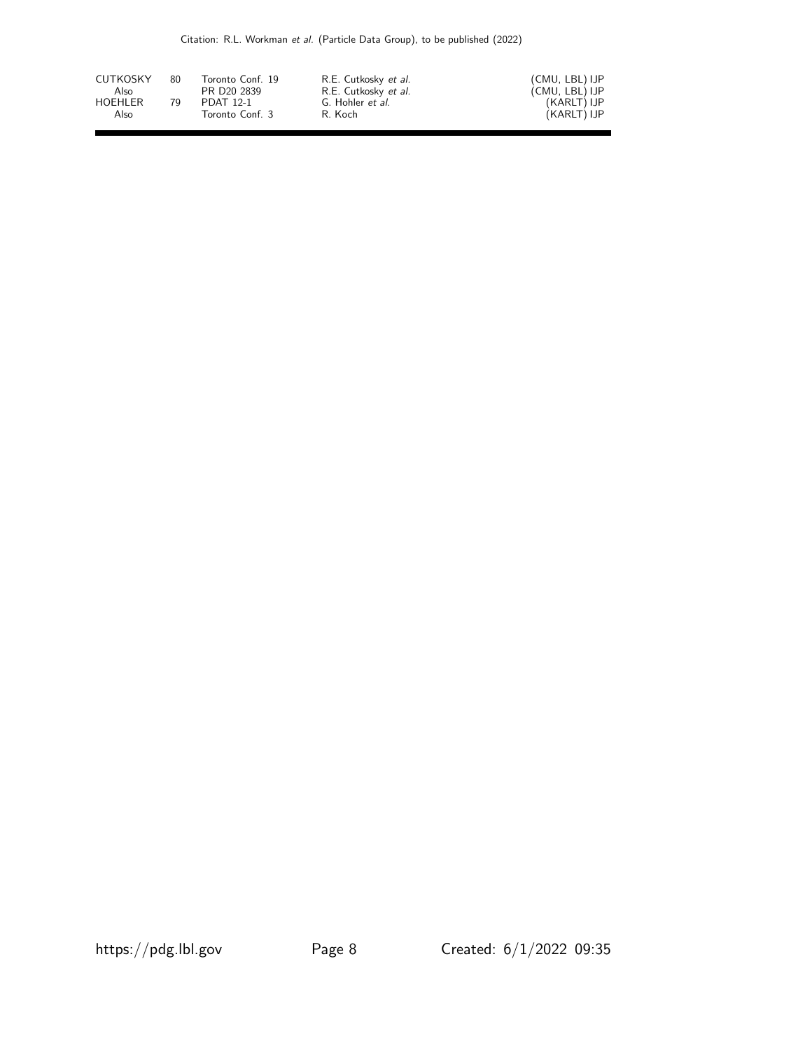| | | | | |
|---|---|---|---|---|
| CUTKOSKY | 80 | Toronto Conf. 19 | R.E. Cutkosky *et al.* | (CMU, LBL) IJP |
| Also | | PR D20 2839 | R.E. Cutkosky *et al.* | (CMU, LBL) IJP |
| HOEHLER | 79 | PDAT 12-1 | G. Hohler *et al.* | (KARLT) IJP |
| Also | | Toronto Conf. 3 | R. Koch | (KARLT) IJP |